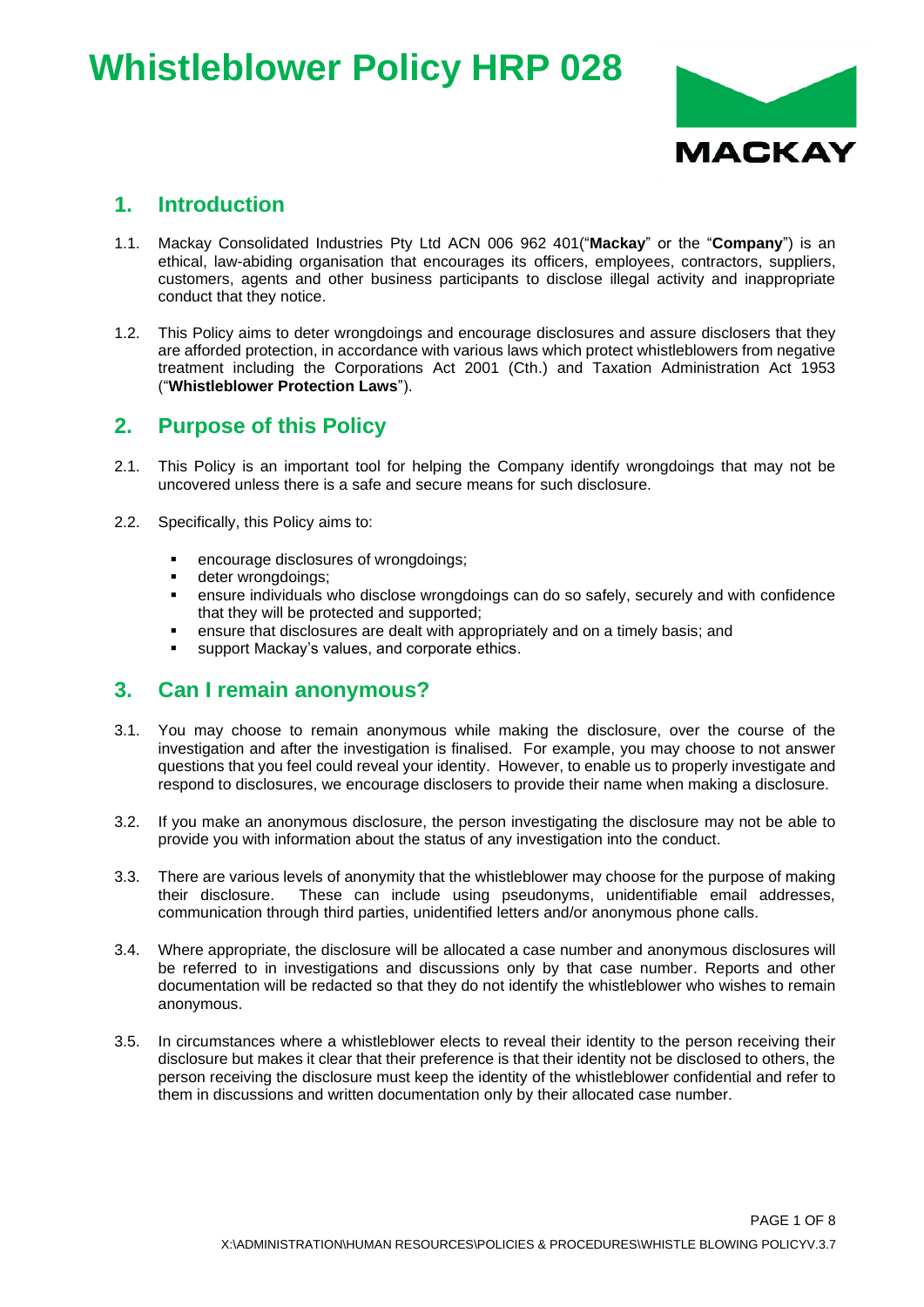# Whistleblower Policy HRP 028

## 1. Introduction

1.1. Mackay Consolidated Industries Pty Ltd ACN 006 962 401("**Mackay**" or the "**Company**") is an ethical, law-abiding organisation that encourages its officers, employees, contractors, suppliers, customers, agents and other business participants to disclose illegal activity and inappropriate conduct that they notice.

1.2. This Policy aims to deter wrongdoings and encourage disclosures and assure disclosers that they are afforded protection, in accordance with various laws which protect whistleblowers from negative treatment including the Corporations Act 2001 (Cth.) and Taxation Administration Act 1953 ("**Whistleblower Protection Laws**").

## 2. Purpose of this Policy

2.1. This Policy is an important tool for helping the Company identify wrongdoings that may not be uncovered unless there is a safe and secure means for such disclosure.

2.2. Specifically, this Policy aims to:

- encourage disclosures of wrongdoings;
- deter wrongdoings;
- ensure individuals who disclose wrongdoings can do so safely, securely and with confidence that they will be protected and supported;
- ensure that disclosures are dealt with appropriately and on a timely basis; and
- support Mackay's values, and corporate ethics.

## 3. Can I remain anonymous?

3.1. You may choose to remain anonymous while making the disclosure, over the course of the investigation and after the investigation is finalised. For example, you may choose to not answer questions that you feel could reveal your identity. However, to enable us to properly investigate and respond to disclosures, we encourage disclosers to provide their name when making a disclosure.

3.2. If you make an anonymous disclosure, the person investigating the disclosure may not be able to provide you with information about the status of any investigation into the conduct.

3.3. There are various levels of anonymity that the whistleblower may choose for the purpose of making their disclosure. These can include using pseudonyms, unidentifiable email addresses, communication through third parties, unidentified letters and/or anonymous phone calls.

3.4. Where appropriate, the disclosure will be allocated a case number and anonymous disclosures will be referred to in investigations and discussions only by that case number. Reports and other documentation will be redacted so that they do not identify the whistleblower who wishes to remain anonymous.

3.5. In circumstances where a whistleblower elects to reveal their identity to the person receiving their disclosure but makes it clear that their preference is that their identity not be disclosed to others, the person receiving the disclosure must keep the identity of the whistleblower confidential and refer to them in discussions and written documentation only by their allocated case number.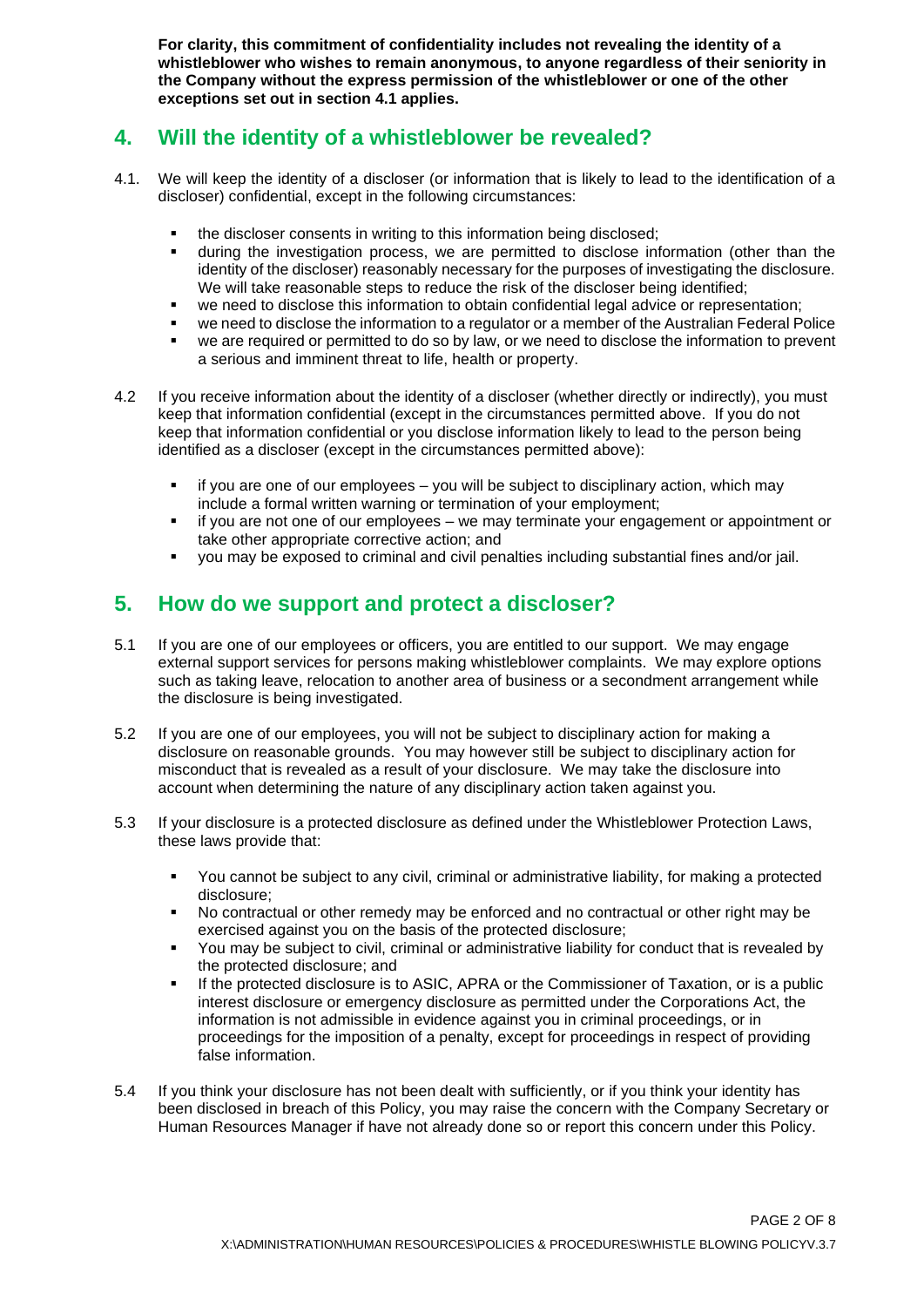**For clarity, this commitment of confidentiality includes not revealing the identity of a whistleblower who wishes to remain anonymous, to anyone regardless of their seniority in the Company without the express permission of the whistleblower or one of the other exceptions set out in section 4.1 applies.**

## 4. Will the identity of a whistleblower be revealed?

4.1. We will keep the identity of a discloser (or information that is likely to lead to the identification of a discloser) confidential, except in the following circumstances:

- the discloser consents in writing to this information being disclosed;
- during the investigation process, we are permitted to disclose information (other than the identity of the discloser) reasonably necessary for the purposes of investigating the disclosure. We will take reasonable steps to reduce the risk of the discloser being identified;
- we need to disclose this information to obtain confidential legal advice or representation;
- we need to disclose the information to a regulator or a member of the Australian Federal Police
- we are required or permitted to do so by law, or we need to disclose the information to prevent a serious and imminent threat to life, health or property.

4.2 If you receive information about the identity of a discloser (whether directly or indirectly), you must keep that information confidential (except in the circumstances permitted above. If you do not keep that information confidential or you disclose information likely to lead to the person being identified as a discloser (except in the circumstances permitted above):

- if you are one of our employees – you will be subject to disciplinary action, which may include a formal written warning or termination of your employment;
- if you are not one of our employees – we may terminate your engagement or appointment or take other appropriate corrective action; and
- you may be exposed to criminal and civil penalties including substantial fines and/or jail.

## 5. How do we support and protect a discloser?

5.1 If you are one of our employees or officers, you are entitled to our support. We may engage external support services for persons making whistleblower complaints. We may explore options such as taking leave, relocation to another area of business or a secondment arrangement while the disclosure is being investigated.

5.2 If you are one of our employees, you will not be subject to disciplinary action for making a disclosure on reasonable grounds. You may however still be subject to disciplinary action for misconduct that is revealed as a result of your disclosure. We may take the disclosure into account when determining the nature of any disciplinary action taken against you.

5.3 If your disclosure is a protected disclosure as defined under the Whistleblower Protection Laws, these laws provide that:

- You cannot be subject to any civil, criminal or administrative liability, for making a protected disclosure;
- No contractual or other remedy may be enforced and no contractual or other right may be exercised against you on the basis of the protected disclosure;
- You may be subject to civil, criminal or administrative liability for conduct that is revealed by the protected disclosure; and
- If the protected disclosure is to ASIC, APRA or the Commissioner of Taxation, or is a public interest disclosure or emergency disclosure as permitted under the Corporations Act, the information is not admissible in evidence against you in criminal proceedings, or in proceedings for the imposition of a penalty, except for proceedings in respect of providing false information.

5.4 If you think your disclosure has not been dealt with sufficiently, or if you think your identity has been disclosed in breach of this Policy, you may raise the concern with the Company Secretary or Human Resources Manager if have not already done so or report this concern under this Policy.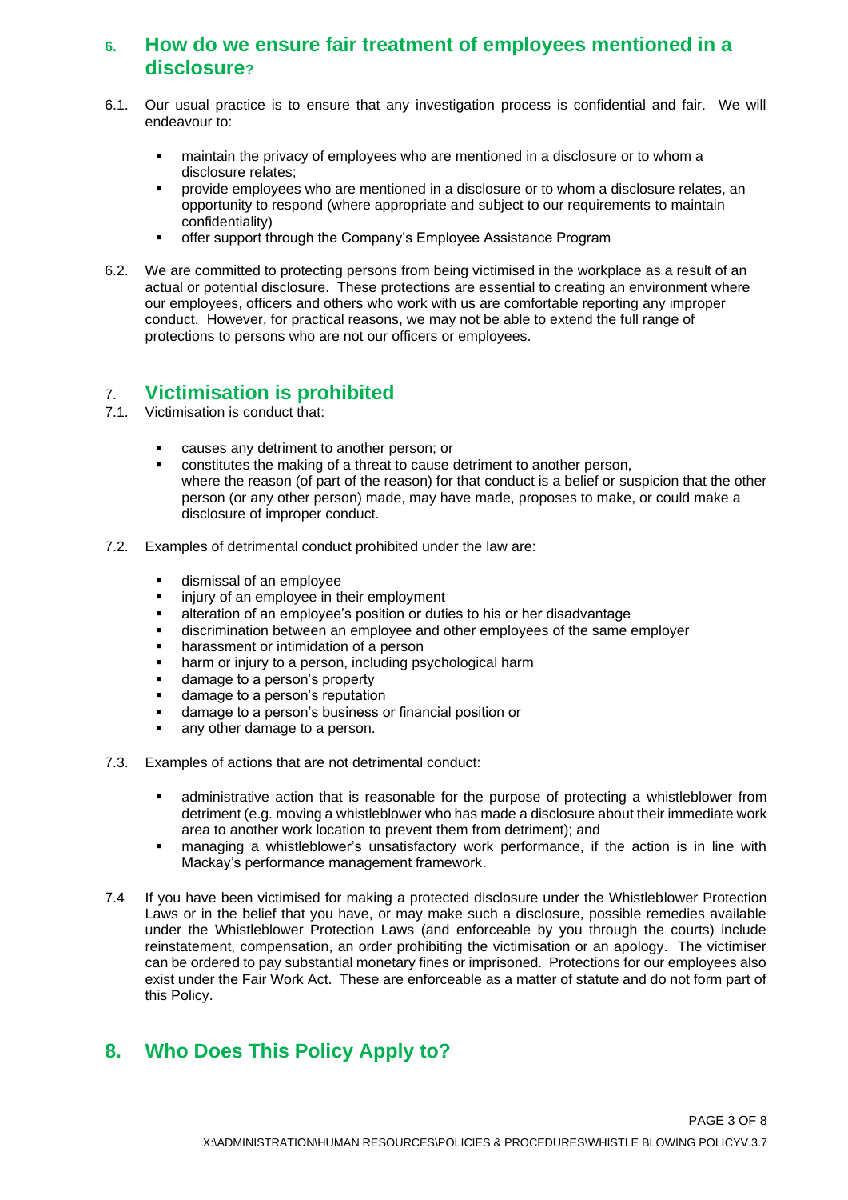## 6. How do we ensure fair treatment of employees mentioned in a disclosure?

6.1. Our usual practice is to ensure that any investigation process is confidential and fair. We will endeavour to:

- maintain the privacy of employees who are mentioned in a disclosure or to whom a disclosure relates;
- provide employees who are mentioned in a disclosure or to whom a disclosure relates, an opportunity to respond (where appropriate and subject to our requirements to maintain confidentiality)
- offer support through the Company's Employee Assistance Program

6.2. We are committed to protecting persons from being victimised in the workplace as a result of an actual or potential disclosure. These protections are essential to creating an environment where our employees, officers and others who work with us are comfortable reporting any improper conduct. However, for practical reasons, we may not be able to extend the full range of protections to persons who are not our officers or employees.

## 7. Victimisation is prohibited

7.1. Victimisation is conduct that:

- causes any detriment to another person; or
- constitutes the making of a threat to cause detriment to another person,
  where the reason (of part of the reason) for that conduct is a belief or suspicion that the other person (or any other person) made, may have made, proposes to make, or could make a disclosure of improper conduct.

7.2. Examples of detrimental conduct prohibited under the law are:

- dismissal of an employee
- injury of an employee in their employment
- alteration of an employee's position or duties to his or her disadvantage
- discrimination between an employee and other employees of the same employer
- harassment or intimidation of a person
- harm or injury to a person, including psychological harm
- damage to a person's property
- damage to a person's reputation
- damage to a person's business or financial position or
- any other damage to a person.

7.3. Examples of actions that are <u>not</u> detrimental conduct:

- administrative action that is reasonable for the purpose of protecting a whistleblower from detriment (e.g. moving a whistleblower who has made a disclosure about their immediate work area to another work location to prevent them from detriment); and
- managing a whistleblower's unsatisfactory work performance, if the action is in line with Mackay's performance management framework.

7.4 If you have been victimised for making a protected disclosure under the Whistleblower Protection Laws or in the belief that you have, or may make such a disclosure, possible remedies available under the Whistleblower Protection Laws (and enforceable by you through the courts) include reinstatement, compensation, an order prohibiting the victimisation or an apology. The victimiser can be ordered to pay substantial monetary fines or imprisoned. Protections for our employees also exist under the Fair Work Act. These are enforceable as a matter of statute and do not form part of this Policy.

## 8. Who Does This Policy Apply to?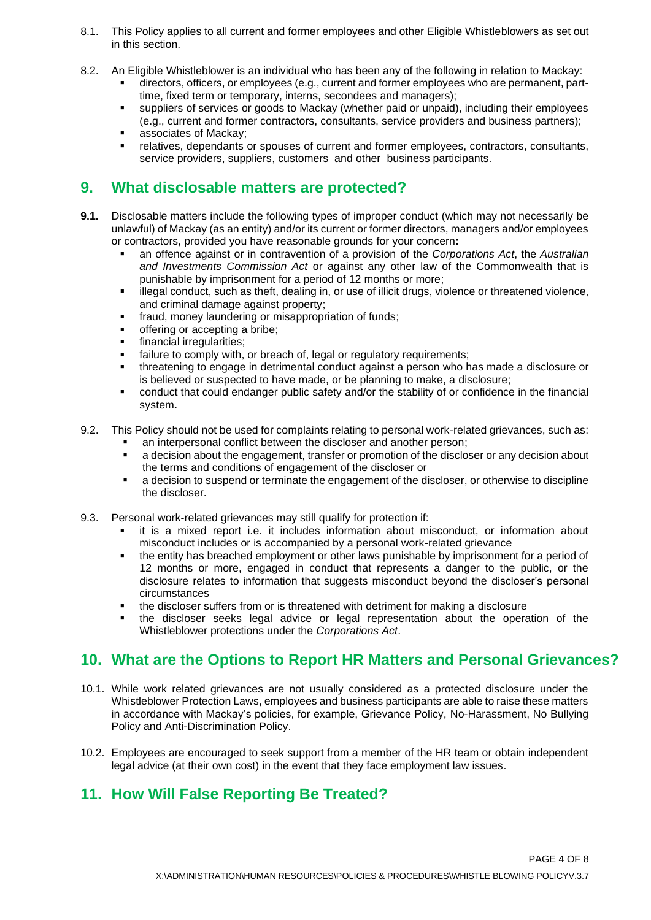8.1. This Policy applies to all current and former employees and other Eligible Whistleblowers as set out in this section.

8.2. An Eligible Whistleblower is an individual who has been any of the following in relation to Mackay:

- directors, officers, or employees (e.g., current and former employees who are permanent, part-time, fixed term or temporary, interns, secondees and managers);
- suppliers of services or goods to Mackay (whether paid or unpaid), including their employees (e.g., current and former contractors, consultants, service providers and business partners);
- associates of Mackay;
- relatives, dependants or spouses of current and former employees, contractors, consultants, service providers, suppliers, customers and other business participants.

## 9. What disclosable matters are protected?

**9.1.** Disclosable matters include the following types of improper conduct (which may not necessarily be unlawful) of Mackay (as an entity) and/or its current or former directors, managers and/or employees or contractors, provided you have reasonable grounds for your concern**:**

- an offence against or in contravention of a provision of the *Corporations Act*, the *Australian and Investments Commission Act* or against any other law of the Commonwealth that is punishable by imprisonment for a period of 12 months or more;
- illegal conduct, such as theft, dealing in, or use of illicit drugs, violence or threatened violence, and criminal damage against property;
- fraud, money laundering or misappropriation of funds;
- offering or accepting a bribe;
- financial irregularities;
- failure to comply with, or breach of, legal or regulatory requirements;
- threatening to engage in detrimental conduct against a person who has made a disclosure or is believed or suspected to have made, or be planning to make, a disclosure;
- conduct that could endanger public safety and/or the stability of or confidence in the financial system**.**

9.2. This Policy should not be used for complaints relating to personal work-related grievances, such as:

- an interpersonal conflict between the discloser and another person;
- a decision about the engagement, transfer or promotion of the discloser or any decision about the terms and conditions of engagement of the discloser or
- a decision to suspend or terminate the engagement of the discloser, or otherwise to discipline the discloser.

9.3. Personal work-related grievances may still qualify for protection if:

- it is a mixed report i.e. it includes information about misconduct, or information about misconduct includes or is accompanied by a personal work-related grievance
- the entity has breached employment or other laws punishable by imprisonment for a period of 12 months or more, engaged in conduct that represents a danger to the public, or the disclosure relates to information that suggests misconduct beyond the discloser's personal circumstances
- the discloser suffers from or is threatened with detriment for making a disclosure
- the discloser seeks legal advice or legal representation about the operation of the Whistleblower protections under the *Corporations Act*.

## 10. What are the Options to Report HR Matters and Personal Grievances?

10.1. While work related grievances are not usually considered as a protected disclosure under the Whistleblower Protection Laws, employees and business participants are able to raise these matters in accordance with Mackay's policies, for example, Grievance Policy, No-Harassment, No Bullying Policy and Anti-Discrimination Policy.

10.2. Employees are encouraged to seek support from a member of the HR team or obtain independent legal advice (at their own cost) in the event that they face employment law issues.

## 11. How Will False Reporting Be Treated?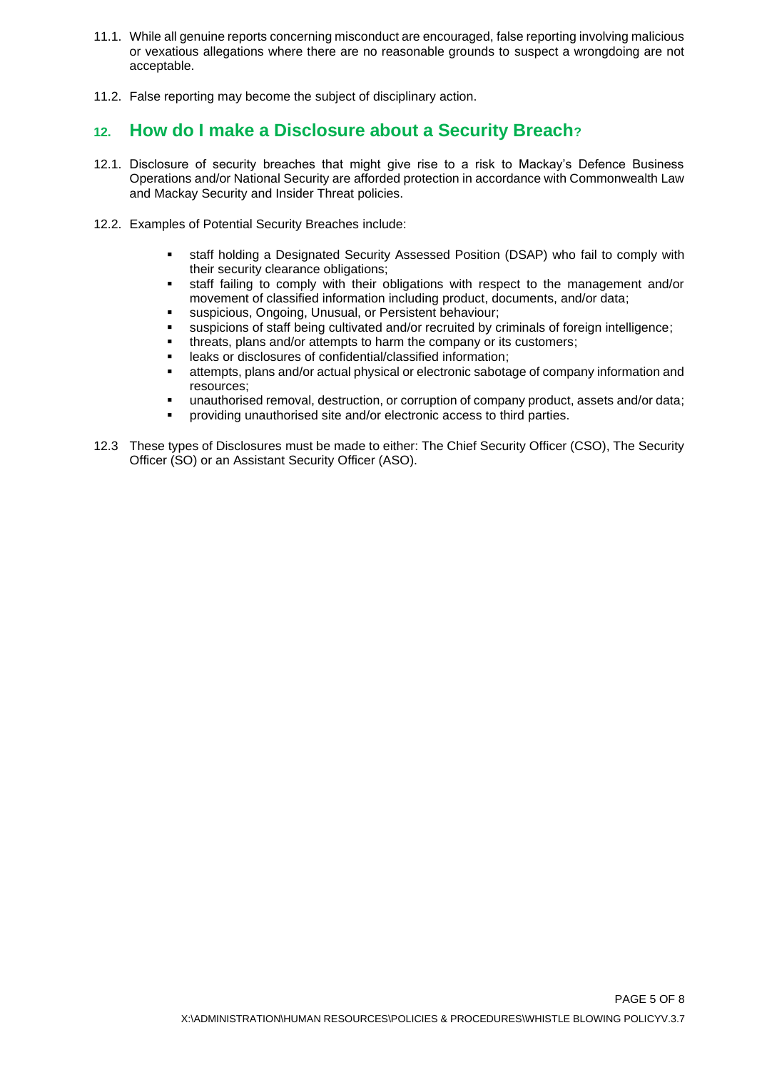11.1. While all genuine reports concerning misconduct are encouraged, false reporting involving malicious or vexatious allegations where there are no reasonable grounds to suspect a wrongdoing are not acceptable.

11.2. False reporting may become the subject of disciplinary action.

## 12. How do I make a Disclosure about a Security Breach?

12.1. Disclosure of security breaches that might give rise to a risk to Mackay's Defence Business Operations and/or National Security are afforded protection in accordance with Commonwealth Law and Mackay Security and Insider Threat policies.

12.2. Examples of Potential Security Breaches include:

- staff holding a Designated Security Assessed Position (DSAP) who fail to comply with their security clearance obligations;
- staff failing to comply with their obligations with respect to the management and/or movement of classified information including product, documents, and/or data;
- suspicious, Ongoing, Unusual, or Persistent behaviour;
- suspicions of staff being cultivated and/or recruited by criminals of foreign intelligence;
- threats, plans and/or attempts to harm the company or its customers;
- leaks or disclosures of confidential/classified information;
- attempts, plans and/or actual physical or electronic sabotage of company information and resources;
- unauthorised removal, destruction, or corruption of company product, assets and/or data;
- providing unauthorised site and/or electronic access to third parties.

12.3 These types of Disclosures must be made to either: The Chief Security Officer (CSO), The Security Officer (SO) or an Assistant Security Officer (ASO).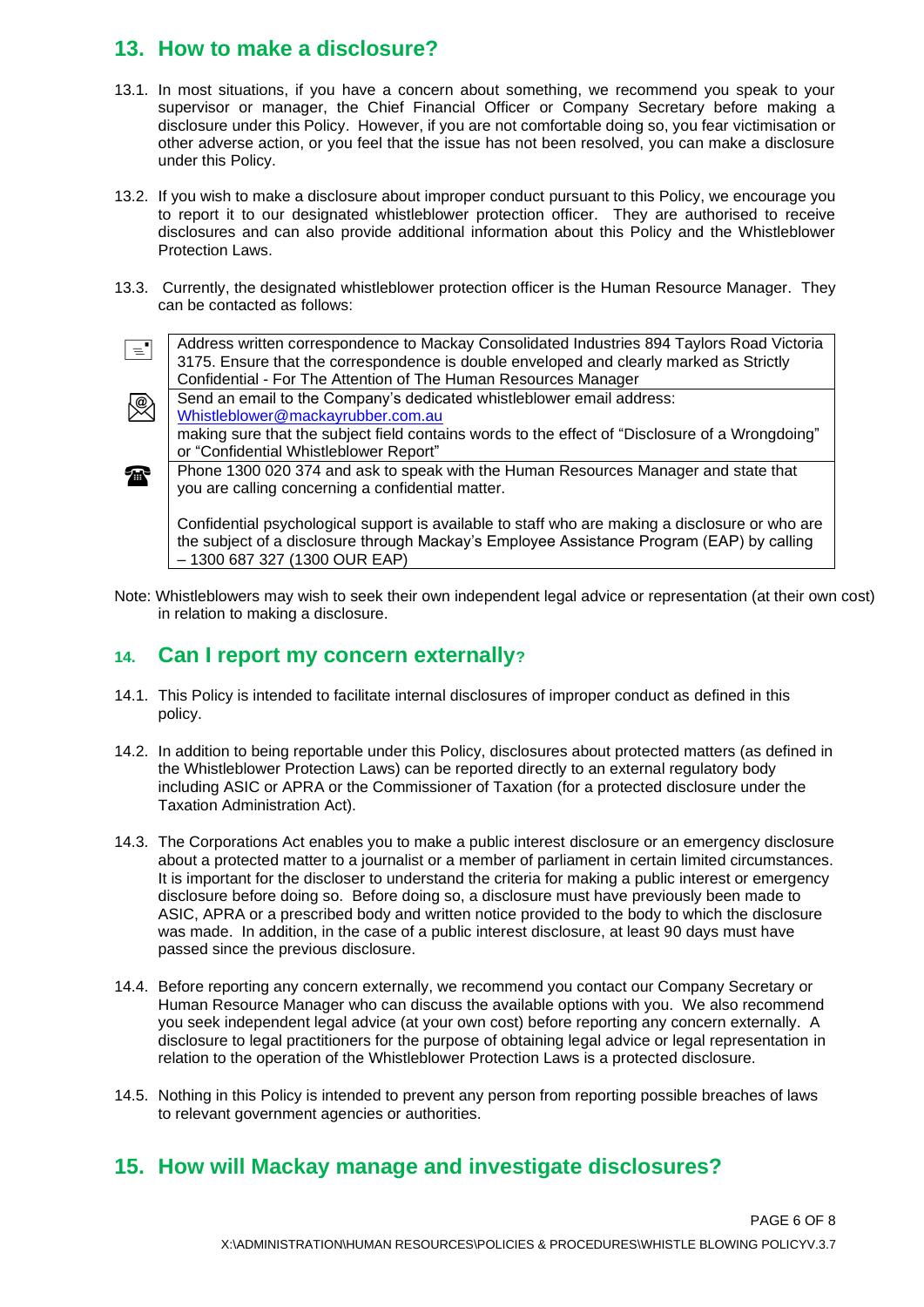## 13. How to make a disclosure?

13.1. In most situations, if you have a concern about something, we recommend you speak to your supervisor or manager, the Chief Financial Officer or Company Secretary before making a disclosure under this Policy. However, if you are not comfortable doing so, you fear victimisation or other adverse action, or you feel that the issue has not been resolved, you can make a disclosure under this Policy.

13.2. If you wish to make a disclosure about improper conduct pursuant to this Policy, we encourage you to report it to our designated whistleblower protection officer. They are authorised to receive disclosures and can also provide additional information about this Policy and the Whistleblower Protection Laws.

13.3. Currently, the designated whistleblower protection officer is the Human Resource Manager. They can be contacted as follows:

| | |
|---|---|
| ✉ | Address written correspondence to Mackay Consolidated Industries 894 Taylors Road Victoria 3175. Ensure that the correspondence is double enveloped and clearly marked as Strictly Confidential - For The Attention of The Human Resources Manager |
| @ | Send an email to the Company's dedicated whistleblower email address: Whistleblower@mackayrubber.com.au making sure that the subject field contains words to the effect of "Disclosure of a Wrongdoing" or "Confidential Whistleblower Report" |
| ☎ | Phone 1300 020 374 and ask to speak with the Human Resources Manager and state that you are calling concerning a confidential matter.<br><br>Confidential psychological support is available to staff who are making a disclosure or who are the subject of a disclosure through Mackay's Employee Assistance Program (EAP) by calling – 1300 687 327 (1300 OUR EAP) |

Note: Whistleblowers may wish to seek their own independent legal advice or representation (at their own cost) in relation to making a disclosure.

## 14. Can I report my concern externally?

14.1. This Policy is intended to facilitate internal disclosures of improper conduct as defined in this policy.

14.2. In addition to being reportable under this Policy, disclosures about protected matters (as defined in the Whistleblower Protection Laws) can be reported directly to an external regulatory body including ASIC or APRA or the Commissioner of Taxation (for a protected disclosure under the Taxation Administration Act).

14.3. The Corporations Act enables you to make a public interest disclosure or an emergency disclosure about a protected matter to a journalist or a member of parliament in certain limited circumstances. It is important for the discloser to understand the criteria for making a public interest or emergency disclosure before doing so. Before doing so, a disclosure must have previously been made to ASIC, APRA or a prescribed body and written notice provided to the body to which the disclosure was made. In addition, in the case of a public interest disclosure, at least 90 days must have passed since the previous disclosure.

14.4. Before reporting any concern externally, we recommend you contact our Company Secretary or Human Resource Manager who can discuss the available options with you. We also recommend you seek independent legal advice (at your own cost) before reporting any concern externally. A disclosure to legal practitioners for the purpose of obtaining legal advice or legal representation in relation to the operation of the Whistleblower Protection Laws is a protected disclosure.

14.5. Nothing in this Policy is intended to prevent any person from reporting possible breaches of laws to relevant government agencies or authorities.

## 15. How will Mackay manage and investigate disclosures?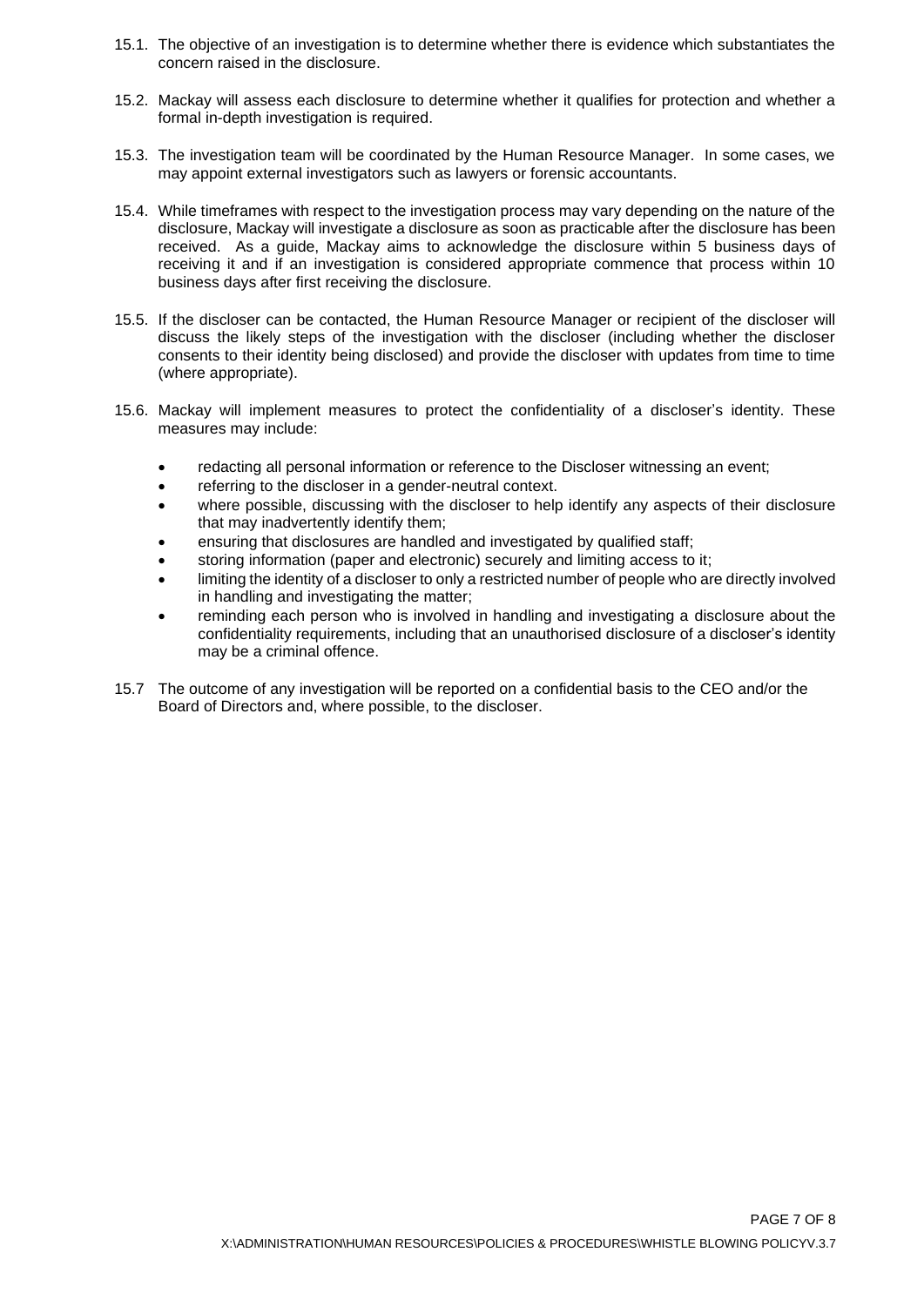15.1. The objective of an investigation is to determine whether there is evidence which substantiates the concern raised in the disclosure.

15.2. Mackay will assess each disclosure to determine whether it qualifies for protection and whether a formal in-depth investigation is required.

15.3. The investigation team will be coordinated by the Human Resource Manager. In some cases, we may appoint external investigators such as lawyers or forensic accountants.

15.4. While timeframes with respect to the investigation process may vary depending on the nature of the disclosure, Mackay will investigate a disclosure as soon as practicable after the disclosure has been received. As a guide, Mackay aims to acknowledge the disclosure within 5 business days of receiving it and if an investigation is considered appropriate commence that process within 10 business days after first receiving the disclosure.

15.5. If the discloser can be contacted, the Human Resource Manager or recipient of the discloser will discuss the likely steps of the investigation with the discloser (including whether the discloser consents to their identity being disclosed) and provide the discloser with updates from time to time (where appropriate).

15.6. Mackay will implement measures to protect the confidentiality of a discloser's identity. These measures may include:

- redacting all personal information or reference to the Discloser witnessing an event;
- referring to the discloser in a gender-neutral context.
- where possible, discussing with the discloser to help identify any aspects of their disclosure that may inadvertently identify them;
- ensuring that disclosures are handled and investigated by qualified staff;
- storing information (paper and electronic) securely and limiting access to it;
- limiting the identity of a discloser to only a restricted number of people who are directly involved in handling and investigating the matter;
- reminding each person who is involved in handling and investigating a disclosure about the confidentiality requirements, including that an unauthorised disclosure of a discloser's identity may be a criminal offence.

15.7 The outcome of any investigation will be reported on a confidential basis to the CEO and/or the Board of Directors and, where possible, to the discloser.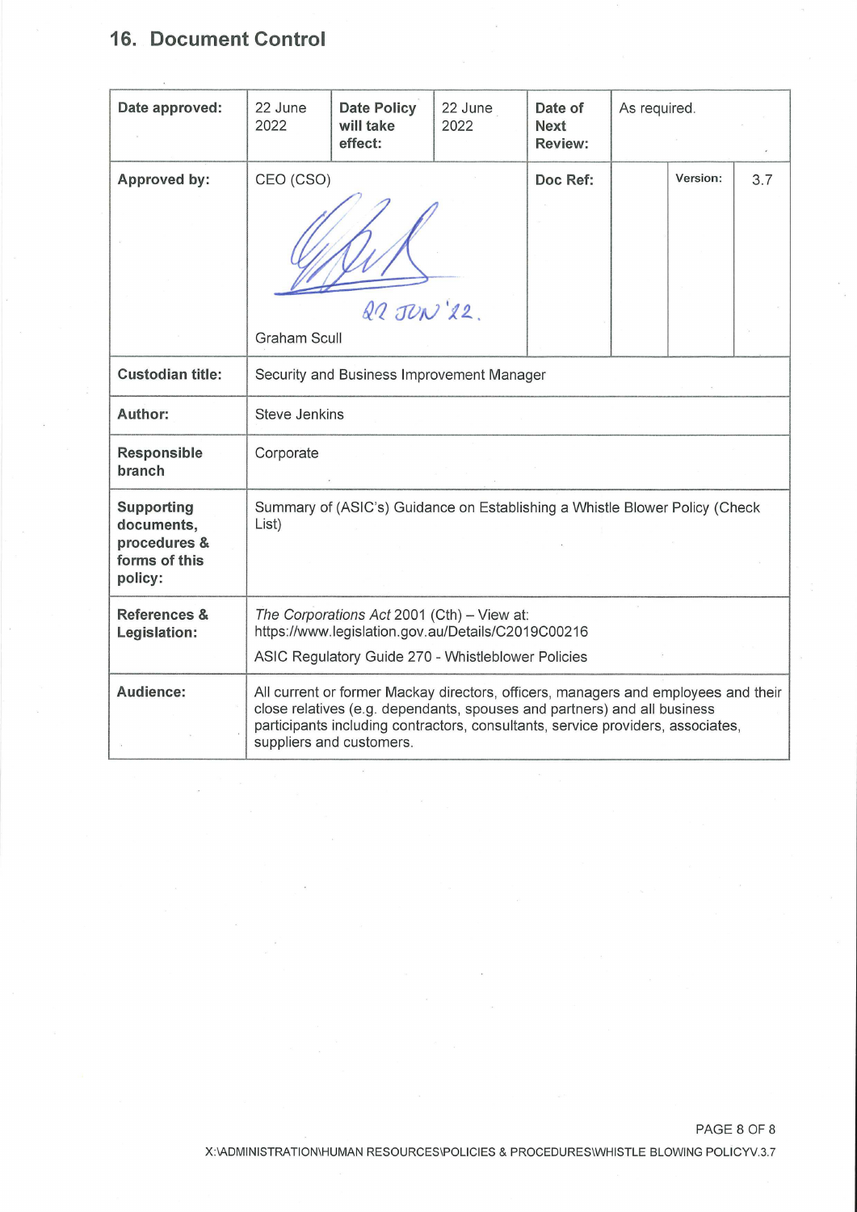## 16. Document Control

| | | | | | | | |
|---|---|---|---|---|---|---|---|
| **Date approved:** | 22 June 2022 | **Date Policy will take effect:** | 22 June 2022 | **Date of Next Review:** | As required. | | |
| **Approved by:** | CEO (CSO)<br>22 JUN '22.<br>Graham Scull | | | **Doc Ref:** | | **Version:** | 3.7 |
| **Custodian title:** | Security and Business Improvement Manager | | | | | | |
| **Author:** | Steve Jenkins | | | | | | |
| **Responsible branch** | Corporate | | | | | | |
| **Supporting documents, procedures & forms of this policy:** | Summary of (ASIC's) Guidance on Establishing a Whistle Blower Policy (Check List) | | | | | | |
| **References & Legislation:** | *The Corporations Act* 2001 (Cth) – View at: https://www.legislation.gov.au/Details/C2019C00216<br>ASIC Regulatory Guide 270 - Whistleblower Policies | | | | | | |
| **Audience:** | All current or former Mackay directors, officers, managers and employees and their close relatives (e.g. dependants, spouses and partners) and all business participants including contractors, consultants, service providers, associates, suppliers and customers. | | | | | | |

X:\ADMINISTRATION\HUMAN RESOURCES\POLICIES & PROCEDURES\WHISTLE BLOWING POLICYV.3.7